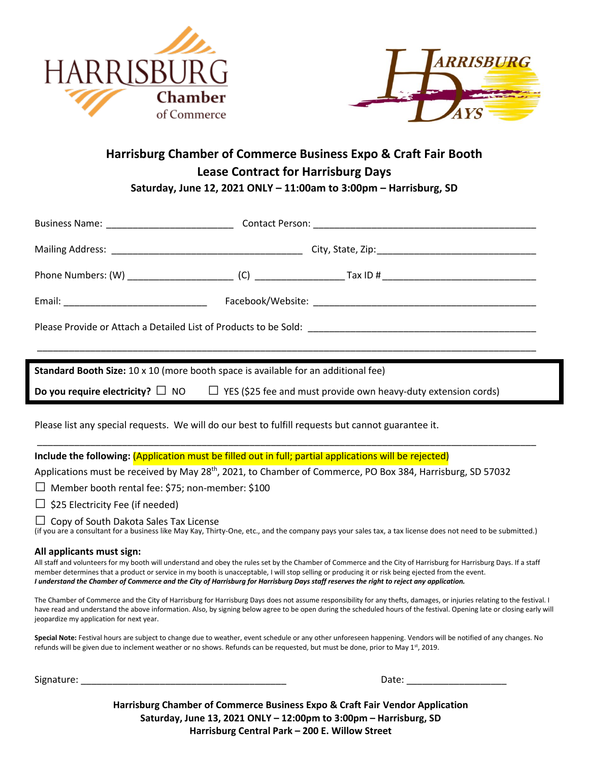HARRISBURG Chamber of Commerce

HARRISBURG DAYS

## Harrisburg Chamber of Commerce Business Expo & Craft Fair Booth Lease Contract for Harrisburg Days

**Saturday, June 12, 2021 ONLY – 11:00am to 3:00pm – Harrisburg, SD**

Business Name: ________________________ Contact Person: ___________________________________________

Mailing Address: ____________________________________ City, State, Zip:______________________________

Phone Numbers: (W) ___________________ (C) ________________ Tax ID # _____________________________

Email: ___________________________ Facebook/Website: ___________________________________________

Please Provide or Attach a Detailed List of Products to be Sold: ___________________________________________

_____________________________________________________________________________________________

**Standard Booth Size:** 10 x 10 (more booth space is available for an additional fee)

**Do you require electricity?** ☐ NO ☐ YES ($25 fee and must provide own heavy-duty extension cords)

Please list any special requests. We will do our best to fulfill requests but cannot guarantee it.

_____________________________________________________________________________________________

**Include the following:** (Application must be filled out in full; partial applications will be rejected)

Applications must be received by May 28th, 2021, to Chamber of Commerce, PO Box 384, Harrisburg, SD 57032

- ☐ Member booth rental fee: $75; non-member: $100
- ☐ $25 Electricity Fee (if needed)
- ☐ Copy of South Dakota Sales Tax License

(if you are a consultant for a business like May Kay, Thirty-One, etc., and the company pays your sales tax, a tax license does not need to be submitted.)

### All applicants must sign:

All staff and volunteers for my booth will understand and obey the rules set by the Chamber of Commerce and the City of Harrisburg for Harrisburg Days. If a staff member determines that a product or service in my booth is unacceptable, I will stop selling or producing it or risk being ejected from the event.
***I understand the Chamber of Commerce and the City of Harrisburg for Harrisburg Days staff reserves the right to reject any application.***

The Chamber of Commerce and the City of Harrisburg for Harrisburg Days does not assume responsibility for any thefts, damages, or injuries relating to the festival. I have read and understand the above information. Also, by signing below agree to be open during the scheduled hours of the festival. Opening late or closing early will jeopardize my application for next year.

**Special Note:** Festival hours are subject to change due to weather, event schedule or any other unforeseen happening. Vendors will be notified of any changes. No refunds will be given due to inclement weather or no shows. Refunds can be requested, but must be done, prior to May 1st, 2019.

Signature: ________________________________________ Date: ___________________

**Harrisburg Chamber of Commerce Business Expo & Craft Fair Vendor Application**
**Saturday, June 13, 2021 ONLY – 12:00pm to 3:00pm – Harrisburg, SD**
**Harrisburg Central Park – 200 E. Willow Street**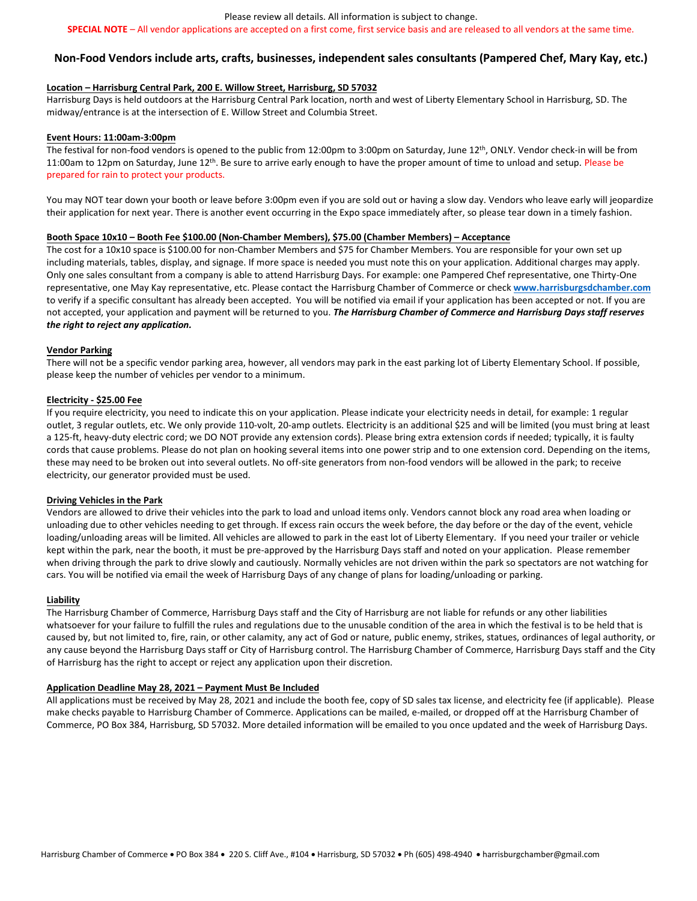Please review all details. All information is subject to change.

**SPECIAL NOTE** – All vendor applications are accepted on a first come, first service basis and are released to all vendors at the same time.

## Non-Food Vendors include arts, crafts, businesses, independent sales consultants (Pampered Chef, Mary Kay, etc.)

**Location – Harrisburg Central Park, 200 E. Willow Street, Harrisburg, SD 57032**

Harrisburg Days is held outdoors at the Harrisburg Central Park location, north and west of Liberty Elementary School in Harrisburg, SD. The midway/entrance is at the intersection of E. Willow Street and Columbia Street.

**Event Hours: 11:00am-3:00pm**

The festival for non-food vendors is opened to the public from 12:00pm to 3:00pm on Saturday, June 12th, ONLY. Vendor check-in will be from 11:00am to 12pm on Saturday, June 12th. Be sure to arrive early enough to have the proper amount of time to unload and setup. Please be prepared for rain to protect your products.

You may NOT tear down your booth or leave before 3:00pm even if you are sold out or having a slow day. Vendors who leave early will jeopardize their application for next year. There is another event occurring in the Expo space immediately after, so please tear down in a timely fashion.

**Booth Space 10x10 – Booth Fee $100.00 (Non-Chamber Members), $75.00 (Chamber Members) – Acceptance**

The cost for a 10x10 space is $100.00 for non-Chamber Members and $75 for Chamber Members. You are responsible for your own set up including materials, tables, display, and signage. If more space is needed you must note this on your application. Additional charges may apply. Only one sales consultant from a company is able to attend Harrisburg Days. For example: one Pampered Chef representative, one Thirty-One representative, one May Kay representative, etc. Please contact the Harrisburg Chamber of Commerce or check **www.harrisburgsdchamber.com** to verify if a specific consultant has already been accepted. You will be notified via email if your application has been accepted or not. If you are not accepted, your application and payment will be returned to you. ***The Harrisburg Chamber of Commerce and Harrisburg Days staff reserves the right to reject any application.***

**Vendor Parking**

There will not be a specific vendor parking area, however, all vendors may park in the east parking lot of Liberty Elementary School. If possible, please keep the number of vehicles per vendor to a minimum.

**Electricity - $25.00 Fee**

If you require electricity, you need to indicate this on your application. Please indicate your electricity needs in detail, for example: 1 regular outlet, 3 regular outlets, etc. We only provide 110-volt, 20-amp outlets. Electricity is an additional $25 and will be limited (you must bring at least a 125-ft, heavy-duty electric cord; we DO NOT provide any extension cords). Please bring extra extension cords if needed; typically, it is faulty cords that cause problems. Please do not plan on hooking several items into one power strip and to one extension cord. Depending on the items, these may need to be broken out into several outlets. No off-site generators from non-food vendors will be allowed in the park; to receive electricity, our generator provided must be used.

**Driving Vehicles in the Park**

Vendors are allowed to drive their vehicles into the park to load and unload items only. Vendors cannot block any road area when loading or unloading due to other vehicles needing to get through. If excess rain occurs the week before, the day before or the day of the event, vehicle loading/unloading areas will be limited. All vehicles are allowed to park in the east lot of Liberty Elementary. If you need your trailer or vehicle kept within the park, near the booth, it must be pre-approved by the Harrisburg Days staff and noted on your application. Please remember when driving through the park to drive slowly and cautiously. Normally vehicles are not driven within the park so spectators are not watching for cars. You will be notified via email the week of Harrisburg Days of any change of plans for loading/unloading or parking.

**Liability**

The Harrisburg Chamber of Commerce, Harrisburg Days staff and the City of Harrisburg are not liable for refunds or any other liabilities whatsoever for your failure to fulfill the rules and regulations due to the unusable condition of the area in which the festival is to be held that is caused by, but not limited to, fire, rain, or other calamity, any act of God or nature, public enemy, strikes, statues, ordinances of legal authority, or any cause beyond the Harrisburg Days staff or City of Harrisburg control. The Harrisburg Chamber of Commerce, Harrisburg Days staff and the City of Harrisburg has the right to accept or reject any application upon their discretion.

**Application Deadline May 28, 2021 – Payment Must Be Included**

All applications must be received by May 28, 2021 and include the booth fee, copy of SD sales tax license, and electricity fee (if applicable). Please make checks payable to Harrisburg Chamber of Commerce. Applications can be mailed, e-mailed, or dropped off at the Harrisburg Chamber of Commerce, PO Box 384, Harrisburg, SD 57032. More detailed information will be emailed to you once updated and the week of Harrisburg Days.

Harrisburg Chamber of Commerce • PO Box 384 • 220 S. Cliff Ave., #104 • Harrisburg, SD 57032 • Ph (605) 498-4940 • harrisburgchamber@gmail.com